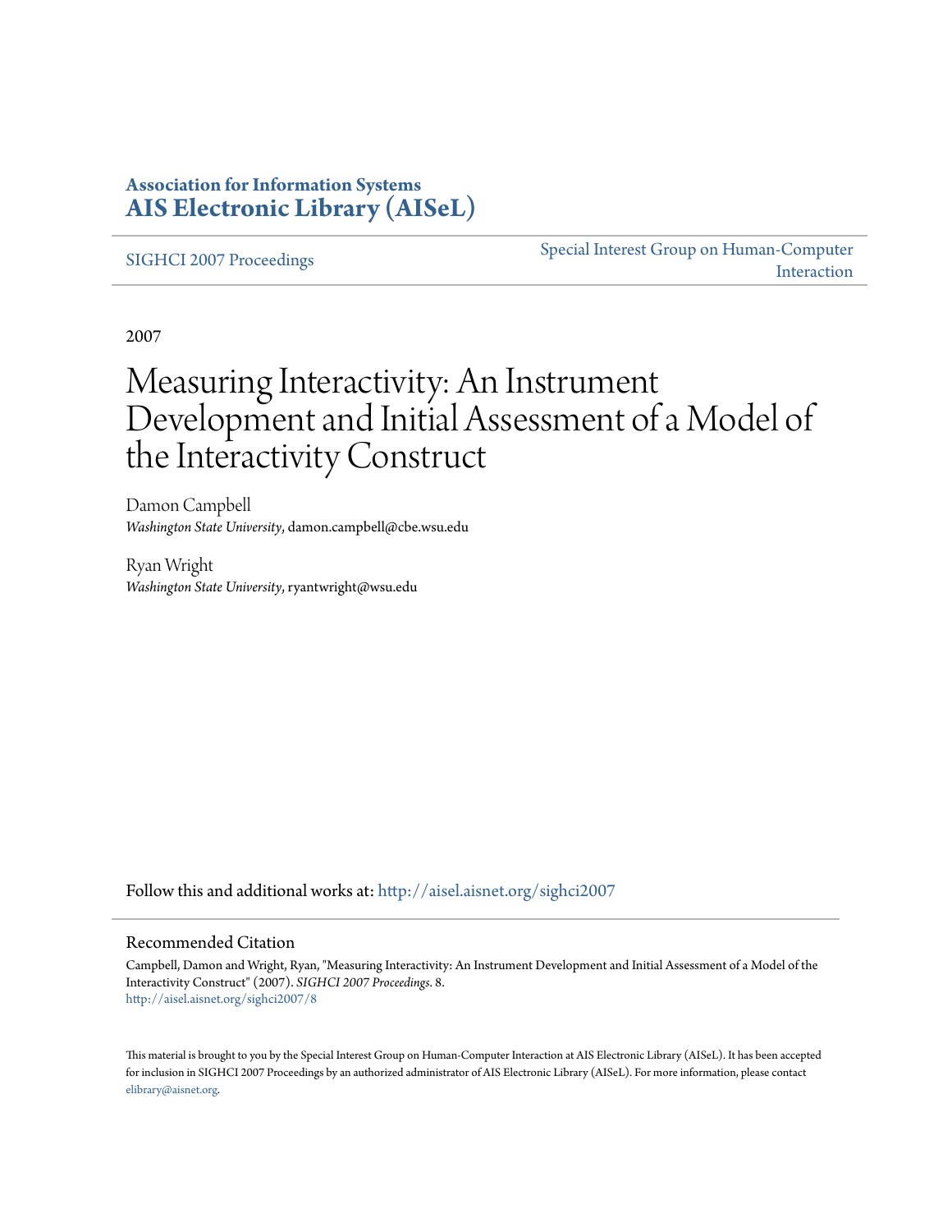# Association for Information Systems
## AIS Electronic Library (AISeL)

SIGHCI 2007 Proceedings

Special Interest Group on Human-Computer Interaction

2007

# Measuring Interactivity: An Instrument Development and Initial Assessment of a Model of the Interactivity Construct

Damon Campbell
*Washington State University*, damon.campbell@cbe.wsu.edu

Ryan Wright
*Washington State University*, ryantwright@wsu.edu

Follow this and additional works at: http://aisel.aisnet.org/sighci2007

## Recommended Citation

Campbell, Damon and Wright, Ryan, "Measuring Interactivity: An Instrument Development and Initial Assessment of a Model of the Interactivity Construct" (2007). *SIGHCI 2007 Proceedings*. 8.
http://aisel.aisnet.org/sighci2007/8

This material is brought to you by the Special Interest Group on Human-Computer Interaction at AIS Electronic Library (AISeL). It has been accepted for inclusion in SIGHCI 2007 Proceedings by an authorized administrator of AIS Electronic Library (AISeL). For more information, please contact elibrary@aisnet.org.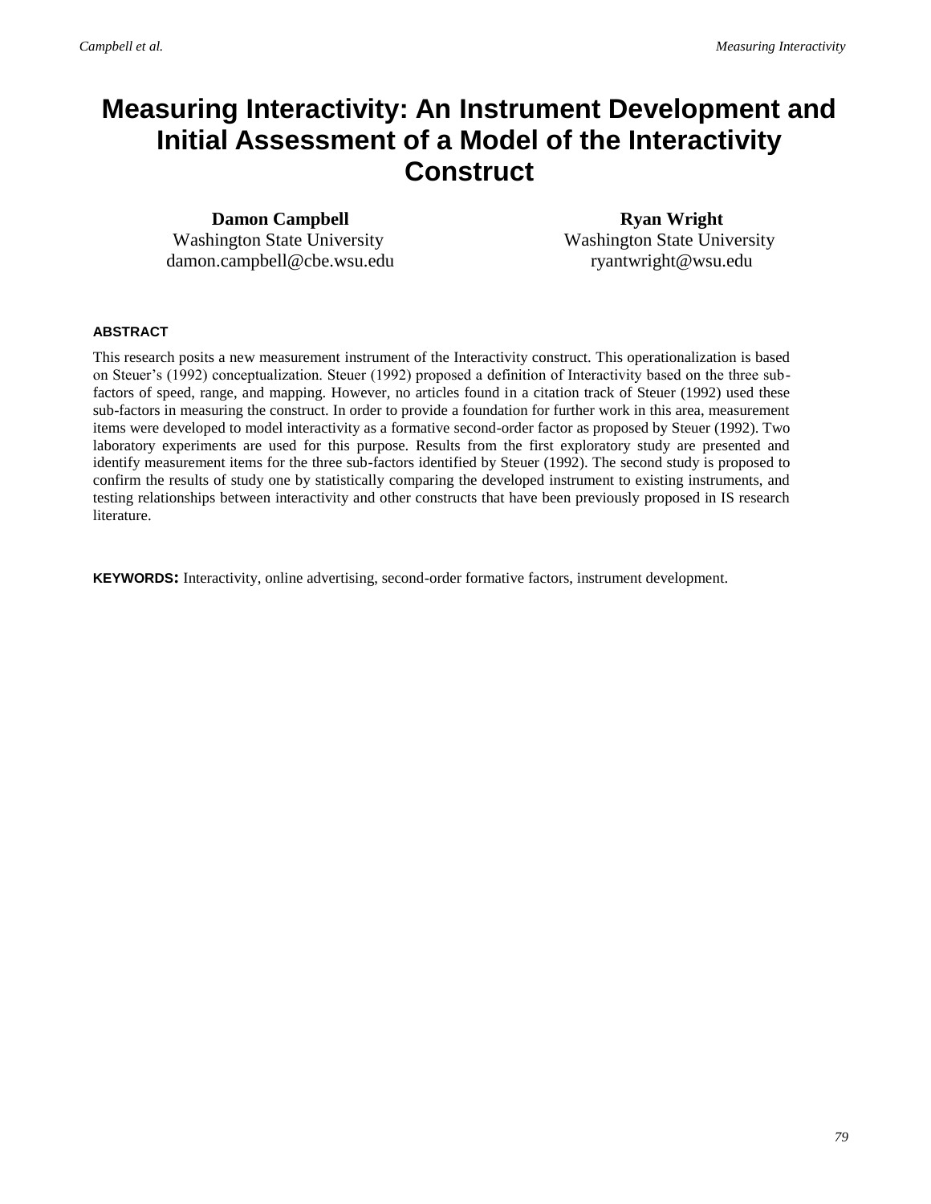# Measuring Interactivity: An Instrument Development and Initial Assessment of a Model of the Interactivity Construct

**Damon Campbell**
Washington State University
damon.campbell@cbe.wsu.edu

**Ryan Wright**
Washington State University
ryantwright@wsu.edu

#### ABSTRACT

This research posits a new measurement instrument of the Interactivity construct. This operationalization is based on Steuer's (1992) conceptualization. Steuer (1992) proposed a definition of Interactivity based on the three sub-factors of speed, range, and mapping. However, no articles found in a citation track of Steuer (1992) used these sub-factors in measuring the construct. In order to provide a foundation for further work in this area, measurement items were developed to model interactivity as a formative second-order factor as proposed by Steuer (1992). Two laboratory experiments are used for this purpose. Results from the first exploratory study are presented and identify measurement items for the three sub-factors identified by Steuer (1992). The second study is proposed to confirm the results of study one by statistically comparing the developed instrument to existing instruments, and testing relationships between interactivity and other constructs that have been previously proposed in IS research literature.

**KEYWORDS:** Interactivity, online advertising, second-order formative factors, instrument development.